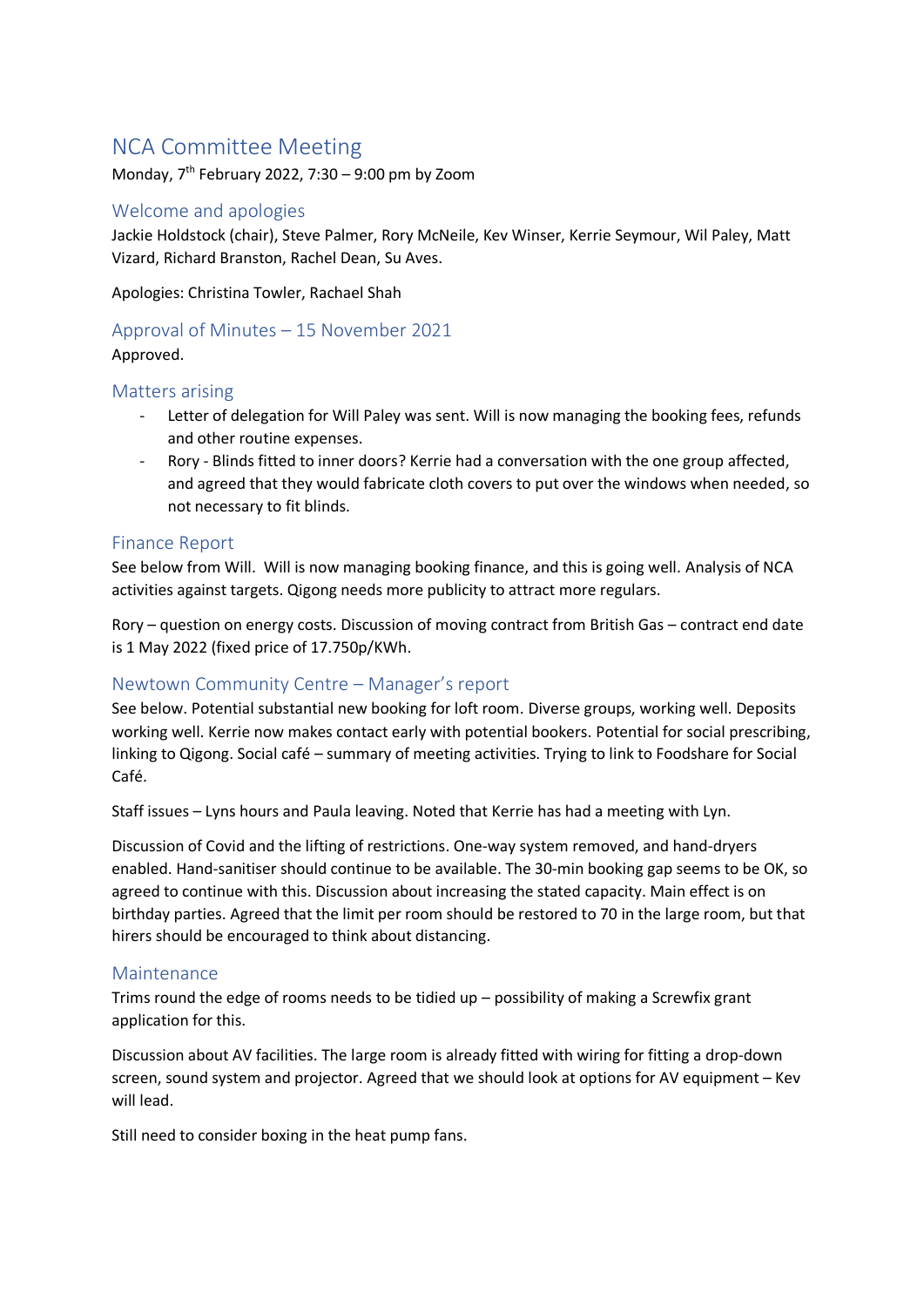# NCA Committee Meeting

Monday, 7th February 2022, 7:30 – 9:00 pm by Zoom

## Welcome and apologies

Jackie Holdstock (chair), Steve Palmer, Rory McNeile, Kev Winser, Kerrie Seymour, Wil Paley, Matt Vizard, Richard Branston, Rachel Dean, Su Aves.

Apologies: Christina Towler, Rachael Shah

## Approval of Minutes – 15 November 2021

Approved.

## Matters arising

- Letter of delegation for Will Paley was sent. Will is now managing the booking fees, refunds and other routine expenses.
- Rory - Blinds fitted to inner doors? Kerrie had a conversation with the one group affected, and agreed that they would fabricate cloth covers to put over the windows when needed, so not necessary to fit blinds.

## Finance Report

See below from Will. Will is now managing booking finance, and this is going well. Analysis of NCA activities against targets. Qigong needs more publicity to attract more regulars.

Rory – question on energy costs. Discussion of moving contract from British Gas – contract end date is 1 May 2022 (fixed price of 17.750p/KWh.

## Newtown Community Centre – Manager's report

See below. Potential substantial new booking for loft room. Diverse groups, working well. Deposits working well. Kerrie now makes contact early with potential bookers. Potential for social prescribing, linking to Qigong. Social café – summary of meeting activities. Trying to link to Foodshare for Social Café.

Staff issues – Lyns hours and Paula leaving. Noted that Kerrie has had a meeting with Lyn.

Discussion of Covid and the lifting of restrictions. One-way system removed, and hand-dryers enabled. Hand-sanitiser should continue to be available. The 30-min booking gap seems to be OK, so agreed to continue with this. Discussion about increasing the stated capacity. Main effect is on birthday parties. Agreed that the limit per room should be restored to 70 in the large room, but that hirers should be encouraged to think about distancing.

## Maintenance

Trims round the edge of rooms needs to be tidied up – possibility of making a Screwfix grant application for this.

Discussion about AV facilities. The large room is already fitted with wiring for fitting a drop-down screen, sound system and projector. Agreed that we should look at options for AV equipment – Kev will lead.

Still need to consider boxing in the heat pump fans.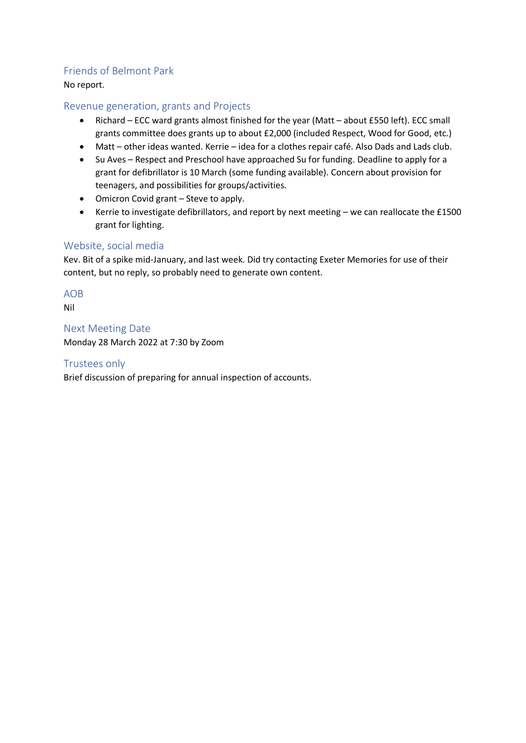## Friends of Belmont Park

No report.

## Revenue generation, grants and Projects

- Richard – ECC ward grants almost finished for the year (Matt – about £550 left). ECC small grants committee does grants up to about £2,000 (included Respect, Wood for Good, etc.)
- Matt – other ideas wanted. Kerrie – idea for a clothes repair café. Also Dads and Lads club.
- Su Aves – Respect and Preschool have approached Su for funding. Deadline to apply for a grant for defibrillator is 10 March (some funding available). Concern about provision for teenagers, and possibilities for groups/activities.
- Omicron Covid grant – Steve to apply.
- Kerrie to investigate defibrillators, and report by next meeting – we can reallocate the £1500 grant for lighting.

## Website, social media

Kev. Bit of a spike mid-January, and last week. Did try contacting Exeter Memories for use of their content, but no reply, so probably need to generate own content.

## AOB

Nil

## Next Meeting Date

Monday 28 March 2022 at 7:30 by Zoom

## Trustees only

Brief discussion of preparing for annual inspection of accounts.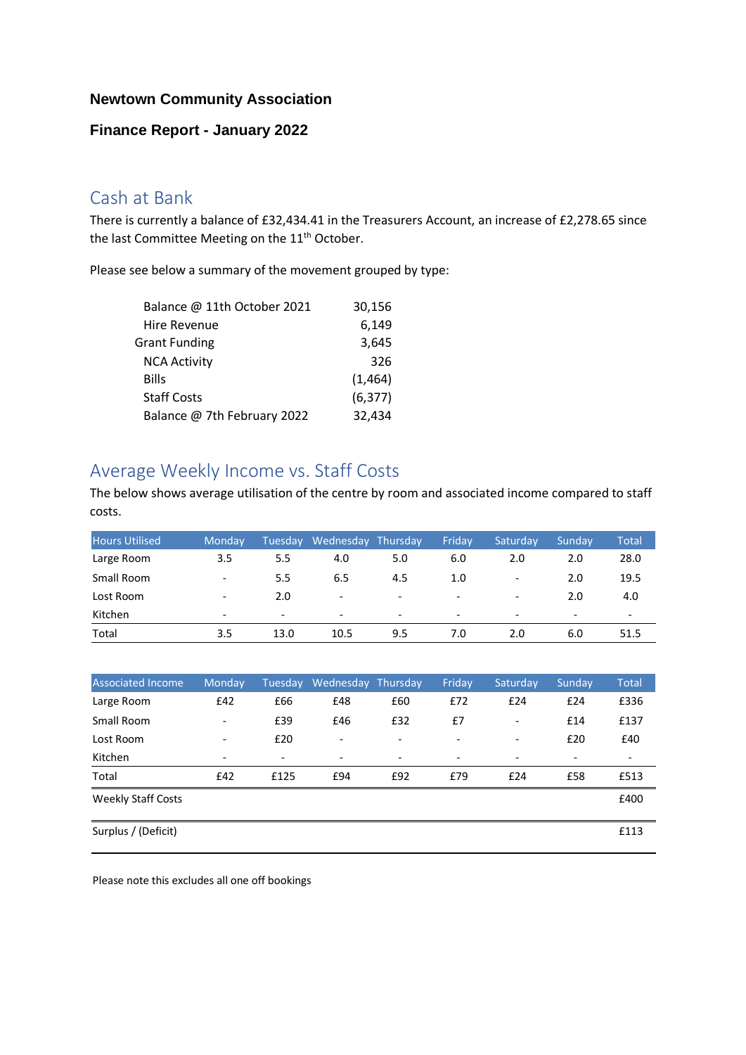**Newtown Community Association**

**Finance Report - January 2022**

## Cash at Bank

There is currently a balance of £32,434.41 in the Treasurers Account, an increase of £2,278.65 since the last Committee Meeting on the 11th October.

Please see below a summary of the movement grouped by type:

| | |
|---|---|
| Balance @ 11th October 2021 | 30,156 |
| Hire Revenue | 6,149 |
| Grant Funding | 3,645 |
| NCA Activity | 326 |
| Bills | (1,464) |
| Staff Costs | (6,377) |
| Balance @ 7th February 2022 | 32,434 |

## Average Weekly Income vs. Staff Costs

The below shows average utilisation of the centre by room and associated income compared to staff costs.

| Hours Utilised | Monday | Tuesday | Wednesday | Thursday | Friday | Saturday | Sunday | Total |
|---|---|---|---|---|---|---|---|---|
| Large Room | 3.5 | 5.5 | 4.0 | 5.0 | 6.0 | 2.0 | 2.0 | 28.0 |
| Small Room | - | 5.5 | 6.5 | 4.5 | 1.0 | - | 2.0 | 19.5 |
| Lost Room | - | 2.0 | - | - | - | - | 2.0 | 4.0 |
| Kitchen | - | - | - | - | - | - | - | - |
| Total | 3.5 | 13.0 | 10.5 | 9.5 | 7.0 | 2.0 | 6.0 | 51.5 |

| Associated Income | Monday | Tuesday | Wednesday | Thursday | Friday | Saturday | Sunday | Total |
|---|---|---|---|---|---|---|---|---|
| Large Room | £42 | £66 | £48 | £60 | £72 | £24 | £24 | £336 |
| Small Room | - | £39 | £46 | £32 | £7 | - | £14 | £137 |
| Lost Room | - | £20 | - | - | - | - | £20 | £40 |
| Kitchen | - | - | - | - | - | - | - | - |
| Total | £42 | £125 | £94 | £92 | £79 | £24 | £58 | £513 |
| Weekly Staff Costs | | | | | | | | £400 |
| Surplus / (Deficit) | | | | | | | | £113 |

Please note this excludes all one off bookings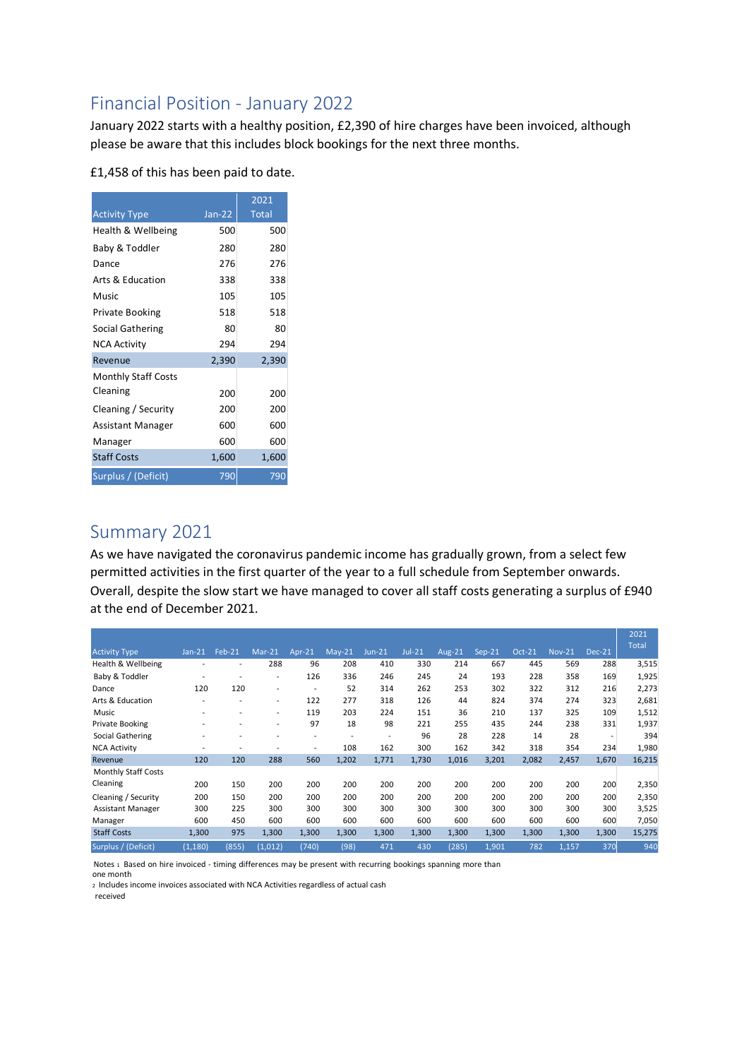## Financial Position - January 2022

January 2022 starts with a healthy position, £2,390 of hire charges have been invoiced, although please be aware that this includes block bookings for the next three months.

£1,458 of this has been paid to date.

| Activity Type | Jan-22 | 2021 Total |
|---|---|---|
| Health & Wellbeing | 500 | 500 |
| Baby & Toddler | 280 | 280 |
| Dance | 276 | 276 |
| Arts & Education | 338 | 338 |
| Music | 105 | 105 |
| Private Booking | 518 | 518 |
| Social Gathering | 80 | 80 |
| NCA Activity | 294 | 294 |
| Revenue | 2,390 | 2,390 |
| Monthly Staff Costs Cleaning | 200 | 200 |
| Cleaning / Security | 200 | 200 |
| Assistant Manager | 600 | 600 |
| Manager | 600 | 600 |
| Staff Costs | 1,600 | 1,600 |
| Surplus / (Deficit) | 790 | 790 |

## Summary 2021

As we have navigated the coronavirus pandemic income has gradually grown, from a select few permitted activities in the first quarter of the year to a full schedule from September onwards. Overall, despite the slow start we have managed to cover all staff costs generating a surplus of £940 at the end of December 2021.

| Activity Type | Jan-21 | Feb-21 | Mar-21 | Apr-21 | May-21 | Jun-21 | Jul-21 | Aug-21 | Sep-21 | Oct-21 | Nov-21 | Dec-21 | 2021 Total |
|---|---|---|---|---|---|---|---|---|---|---|---|---|---|
| Health & Wellbeing | - | - | 288 | 96 | 208 | 410 | 330 | 214 | 667 | 445 | 569 | 288 | 3,515 |
| Baby & Toddler | - | - | - | 126 | 336 | 246 | 245 | 24 | 193 | 228 | 358 | 169 | 1,925 |
| Dance | 120 | 120 | - | - | 52 | 314 | 262 | 253 | 302 | 322 | 312 | 216 | 2,273 |
| Arts & Education | - | - | - | 122 | 277 | 318 | 126 | 44 | 824 | 374 | 274 | 323 | 2,681 |
| Music | - | - | - | 119 | 203 | 224 | 151 | 36 | 210 | 137 | 325 | 109 | 1,512 |
| Private Booking | - | - | - | 97 | 18 | 98 | 221 | 255 | 435 | 244 | 238 | 331 | 1,937 |
| Social Gathering | - | - | - | - | - | - | 96 | 28 | 228 | 14 | 28 | - | 394 |
| NCA Activity | - | - | - | - | 108 | 162 | 300 | 162 | 342 | 318 | 354 | 234 | 1,980 |
| Revenue | 120 | 120 | 288 | 560 | 1,202 | 1,771 | 1,730 | 1,016 | 3,201 | 2,082 | 2,457 | 1,670 | 16,215 |
| Monthly Staff Costs Cleaning | 200 | 150 | 200 | 200 | 200 | 200 | 200 | 200 | 200 | 200 | 200 | 200 | 2,350 |
| Cleaning / Security | 200 | 150 | 200 | 200 | 200 | 200 | 200 | 200 | 200 | 200 | 200 | 200 | 2,350 |
| Assistant Manager | 300 | 225 | 300 | 300 | 300 | 300 | 300 | 300 | 300 | 300 | 300 | 300 | 3,525 |
| Manager | 600 | 450 | 600 | 600 | 600 | 600 | 600 | 600 | 600 | 600 | 600 | 600 | 7,050 |
| Staff Costs | 1,300 | 975 | 1,300 | 1,300 | 1,300 | 1,300 | 1,300 | 1,300 | 1,300 | 1,300 | 1,300 | 1,300 | 15,275 |
| Surplus / (Deficit) | (1,180) | (855) | (1,012) | (740) | (98) | 471 | 430 | (285) | 1,901 | 782 | 1,157 | 370 | 940 |

Notes 1 Based on hire invoiced - timing differences may be present with recurring bookings spanning more than one month

2 Includes income invoices associated with NCA Activities regardless of actual cash received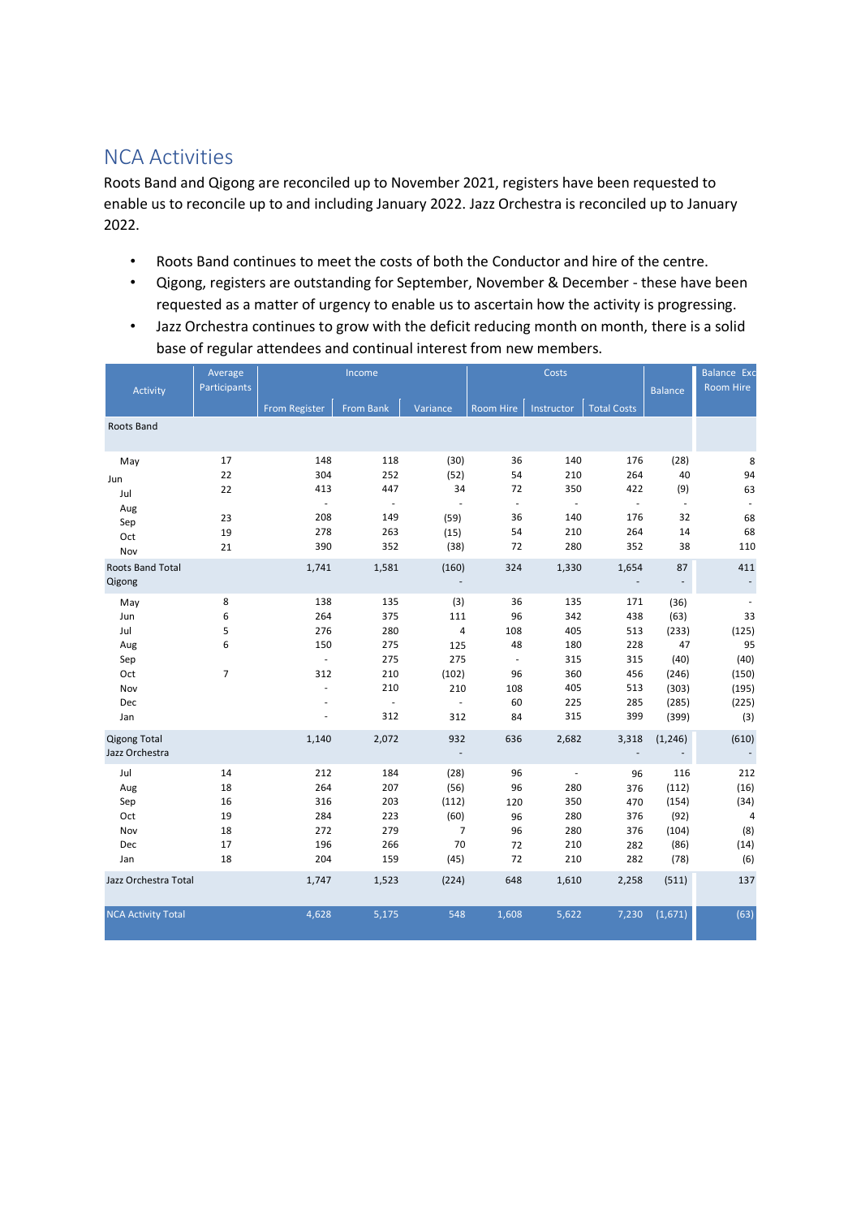## NCA Activities

Roots Band and Qigong are reconciled up to November 2021, registers have been requested to enable us to reconcile up to and including January 2022. Jazz Orchestra is reconciled up to January 2022.

- Roots Band continues to meet the costs of both the Conductor and hire of the centre.
- Qigong, registers are outstanding for September, November & December - these have been requested as a matter of urgency to enable us to ascertain how the activity is progressing.
- Jazz Orchestra continues to grow with the deficit reducing month on month, there is a solid base of regular attendees and continual interest from new members.

| Activity | Average Participants | Income | | | Costs | | | Balance | Balance Exc Room Hire |
|---|---|---|---|---|---|---|---|---|---|
| | | From Register | From Bank | Variance | Room Hire | Instructor | Total Costs | | |
| Roots Band | | | | | | | | | |
| May | 17 | 148 | 118 | (30) | 36 | 140 | 176 | (28) | 8 |
| Jun | 22 | 304 | 252 | (52) | 54 | 210 | 264 | 40 | 94 |
| Jul | 22 | 413 | 447 | 34 | 72 | 350 | 422 | (9) | 63 |
| Aug | | - | - | - | - | - | - | - | - |
| Sep | 23 | 208 | 149 | (59) | 36 | 140 | 176 | 32 | 68 |
| Oct | 19 | 278 | 263 | (15) | 54 | 210 | 264 | 14 | 68 |
| Nov | 21 | 390 | 352 | (38) | 72 | 280 | 352 | 38 | 110 |
| Roots Band Total | | 1,741 | 1,581 | (160) | 324 | 1,330 | 1,654 | 87 | 411 |
| Qigong | | | | - | | | - | - | - |
| May | 8 | 138 | 135 | (3) | 36 | 135 | 171 | (36) | - |
| Jun | 6 | 264 | 375 | 111 | 96 | 342 | 438 | (63) | 33 |
| Jul | 5 | 276 | 280 | 4 | 108 | 405 | 513 | (233) | (125) |
| Aug | 6 | 150 | 275 | 125 | 48 | 180 | 228 | 47 | 95 |
| Sep | | - | 275 | 275 | - | 315 | 315 | (40) | (40) |
| Oct | 7 | 312 | 210 | (102) | 96 | 360 | 456 | (246) | (150) |
| Nov | | - | 210 | 210 | 108 | 405 | 513 | (303) | (195) |
| Dec | | - | - | - | 60 | 225 | 285 | (285) | (225) |
| Jan | | - | 312 | 312 | 84 | 315 | 399 | (399) | (3) |
| Qigong Total | | 1,140 | 2,072 | 932 | 636 | 2,682 | 3,318 | (1,246) | (610) |
| Jazz Orchestra | | | | - | | | - | - | - |
| Jul | 14 | 212 | 184 | (28) | 96 | - | 96 | 116 | 212 |
| Aug | 18 | 264 | 207 | (56) | 96 | 280 | 376 | (112) | (16) |
| Sep | 16 | 316 | 203 | (112) | 120 | 350 | 470 | (154) | (34) |
| Oct | 19 | 284 | 223 | (60) | 96 | 280 | 376 | (92) | 4 |
| Nov | 18 | 272 | 279 | 7 | 96 | 280 | 376 | (104) | (8) |
| Dec | 17 | 196 | 266 | 70 | 72 | 210 | 282 | (86) | (14) |
| Jan | 18 | 204 | 159 | (45) | 72 | 210 | 282 | (78) | (6) |
| Jazz Orchestra Total | | 1,747 | 1,523 | (224) | 648 | 1,610 | 2,258 | (511) | 137 |
| NCA Activity Total | | 4,628 | 5,175 | 548 | 1,608 | 5,622 | 7,230 | (1,671) | (63) |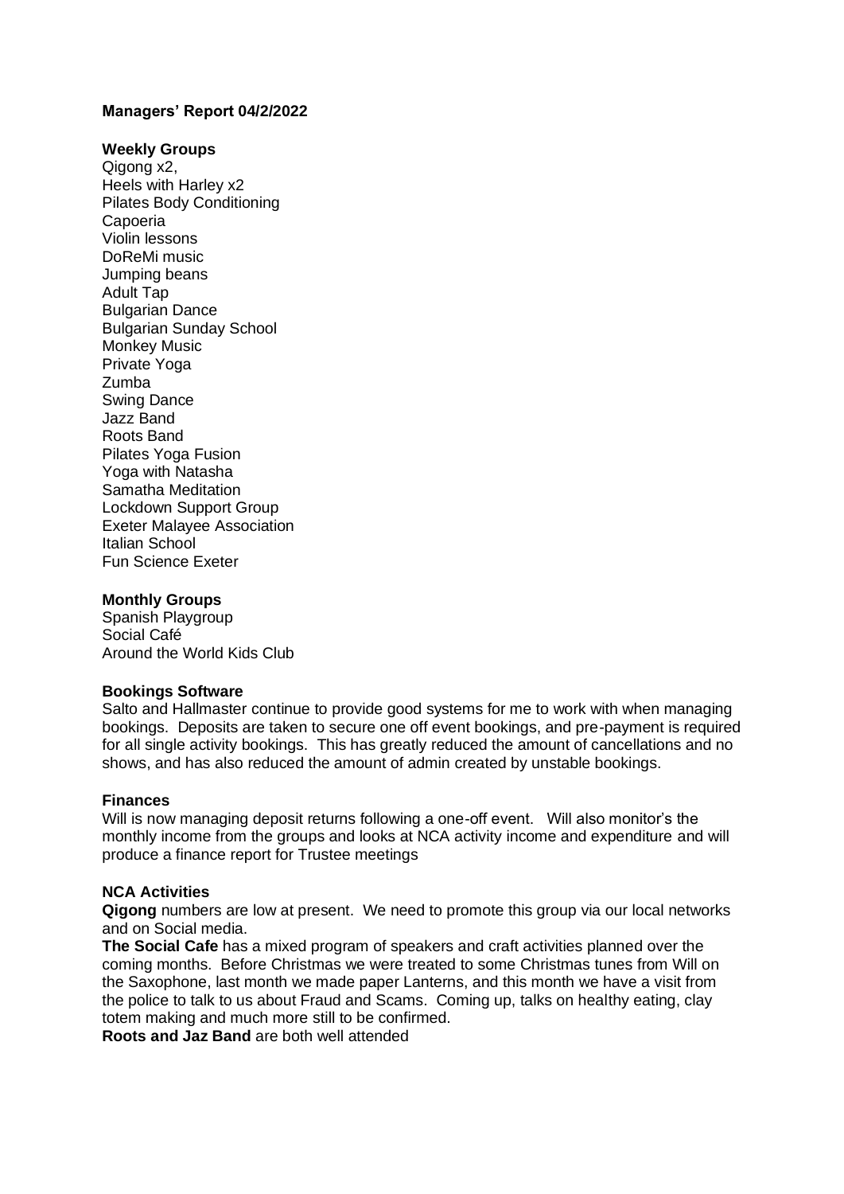**Managers' Report 04/2/2022**

**Weekly Groups**

Qigong x2,
Heels with Harley x2
Pilates Body Conditioning
Capoeria
Violin lessons
DoReMi music
Jumping beans
Adult Tap
Bulgarian Dance
Bulgarian Sunday School
Monkey Music
Private Yoga
Zumba
Swing Dance
Jazz Band
Roots Band
Pilates Yoga Fusion
Yoga with Natasha
Samatha Meditation
Lockdown Support Group
Exeter Malayee Association
Italian School
Fun Science Exeter

**Monthly Groups**

Spanish Playgroup
Social Café
Around the World Kids Club

**Bookings Software**

Salto and Hallmaster continue to provide good systems for me to work with when managing bookings. Deposits are taken to secure one off event bookings, and pre-payment is required for all single activity bookings. This has greatly reduced the amount of cancellations and no shows, and has also reduced the amount of admin created by unstable bookings.

**Finances**

Will is now managing deposit returns following a one-off event. Will also monitor's the monthly income from the groups and looks at NCA activity income and expenditure and will produce a finance report for Trustee meetings

**NCA Activities**

**Qigong** numbers are low at present. We need to promote this group via our local networks and on Social media.
**The Social Cafe** has a mixed program of speakers and craft activities planned over the coming months. Before Christmas we were treated to some Christmas tunes from Will on the Saxophone, last month we made paper Lanterns, and this month we have a visit from the police to talk to us about Fraud and Scams. Coming up, talks on healthy eating, clay totem making and much more still to be confirmed.
**Roots and Jaz Band** are both well attended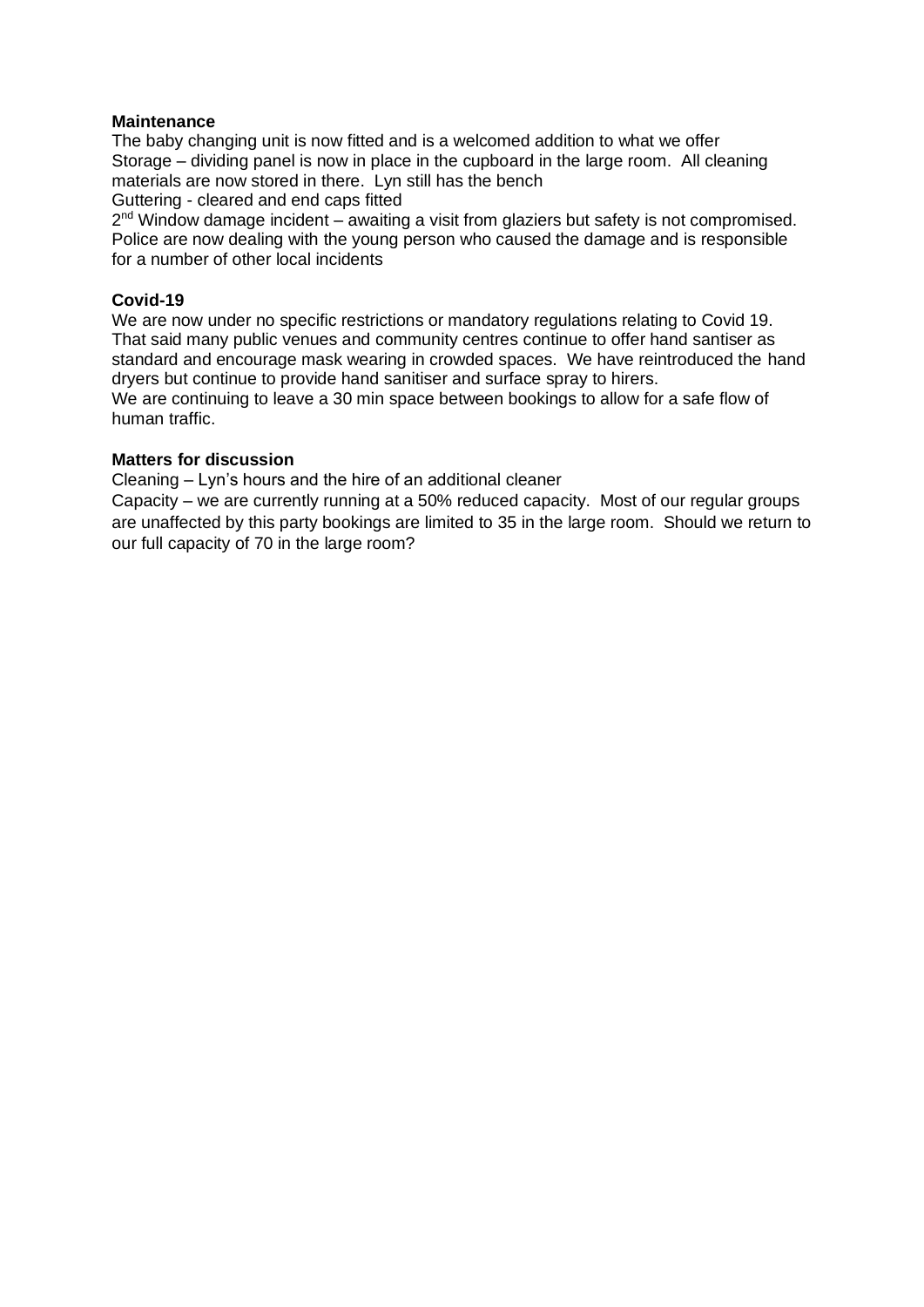**Maintenance**

The baby changing unit is now fitted and is a welcomed addition to what we offer
Storage – dividing panel is now in place in the cupboard in the large room. All cleaning materials are now stored in there. Lyn still has the bench
Guttering - cleared and end caps fitted
2nd Window damage incident – awaiting a visit from glaziers but safety is not compromised. Police are now dealing with the young person who caused the damage and is responsible for a number of other local incidents

**Covid-19**

We are now under no specific restrictions or mandatory regulations relating to Covid 19. That said many public venues and community centres continue to offer hand santiser as standard and encourage mask wearing in crowded spaces. We have reintroduced the hand dryers but continue to provide hand sanitiser and surface spray to hirers.
We are continuing to leave a 30 min space between bookings to allow for a safe flow of human traffic.

**Matters for discussion**

Cleaning – Lyn's hours and the hire of an additional cleaner
Capacity – we are currently running at a 50% reduced capacity. Most of our regular groups are unaffected by this party bookings are limited to 35 in the large room. Should we return to our full capacity of 70 in the large room?